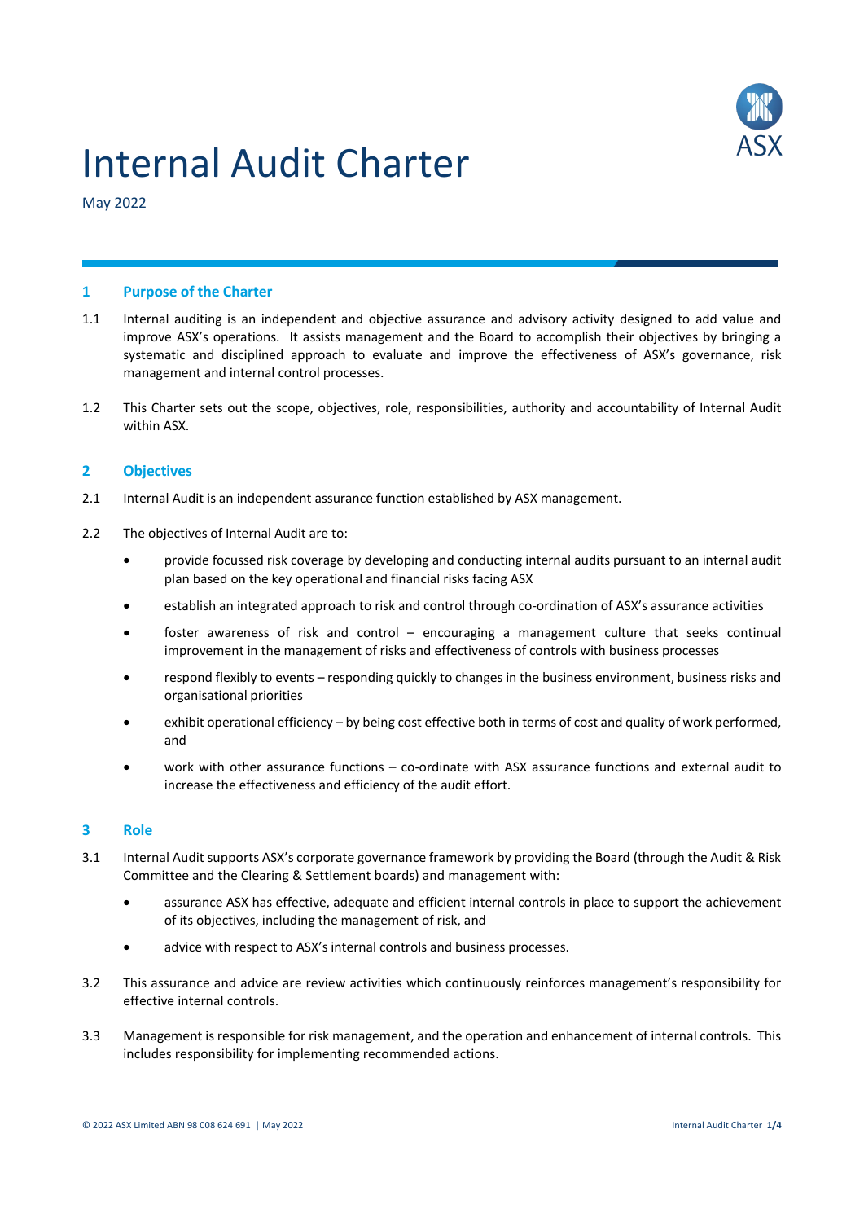# Internal Audit Charter

May 2022

## 1 Purpose of the Charter

1.1 Internal auditing is an independent and objective assurance and advisory activity designed to add value and improve ASX's operations. It assists management and the Board to accomplish their objectives by bringing a systematic and disciplined approach to evaluate and improve the effectiveness of ASX's governance, risk management and internal control processes.

1.2 This Charter sets out the scope, objectives, role, responsibilities, authority and accountability of Internal Audit within ASX.

## 2 Objectives

2.1 Internal Audit is an independent assurance function established by ASX management.

2.2 The objectives of Internal Audit are to:

- provide focussed risk coverage by developing and conducting internal audits pursuant to an internal audit plan based on the key operational and financial risks facing ASX
- establish an integrated approach to risk and control through co-ordination of ASX's assurance activities
- foster awareness of risk and control – encouraging a management culture that seeks continual improvement in the management of risks and effectiveness of controls with business processes
- respond flexibly to events – responding quickly to changes in the business environment, business risks and organisational priorities
- exhibit operational efficiency – by being cost effective both in terms of cost and quality of work performed, and
- work with other assurance functions – co-ordinate with ASX assurance functions and external audit to increase the effectiveness and efficiency of the audit effort.

## 3 Role

3.1 Internal Audit supports ASX's corporate governance framework by providing the Board (through the Audit & Risk Committee and the Clearing & Settlement boards) and management with:

- assurance ASX has effective, adequate and efficient internal controls in place to support the achievement of its objectives, including the management of risk, and
- advice with respect to ASX's internal controls and business processes.

3.2 This assurance and advice are review activities which continuously reinforces management's responsibility for effective internal controls.

3.3 Management is responsible for risk management, and the operation and enhancement of internal controls. This includes responsibility for implementing recommended actions.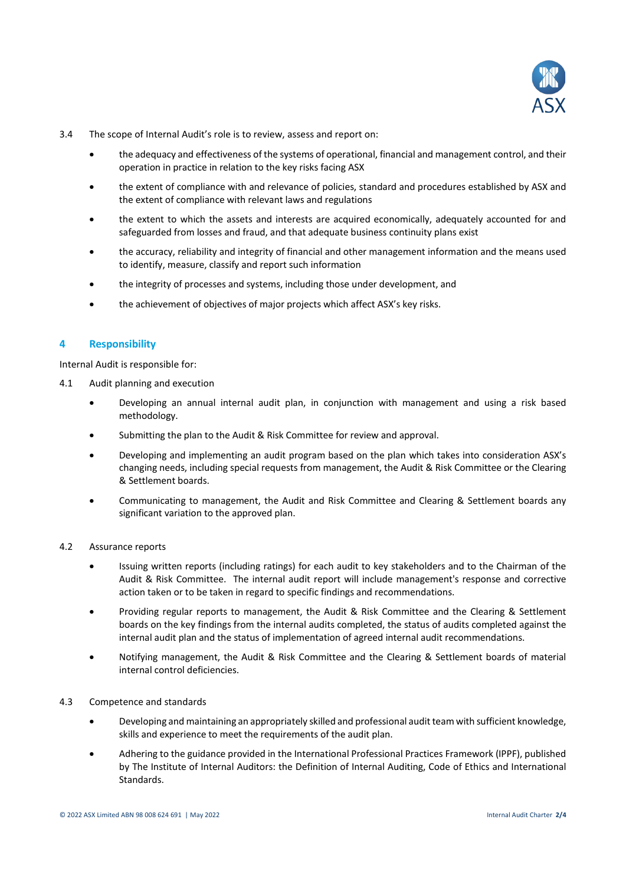3.4 The scope of Internal Audit's role is to review, assess and report on:

- the adequacy and effectiveness of the systems of operational, financial and management control, and their operation in practice in relation to the key risks facing ASX
- the extent of compliance with and relevance of policies, standard and procedures established by ASX and the extent of compliance with relevant laws and regulations
- the extent to which the assets and interests are acquired economically, adequately accounted for and safeguarded from losses and fraud, and that adequate business continuity plans exist
- the accuracy, reliability and integrity of financial and other management information and the means used to identify, measure, classify and report such information
- the integrity of processes and systems, including those under development, and
- the achievement of objectives of major projects which affect ASX's key risks.

## 4 Responsibility

Internal Audit is responsible for:

4.1 Audit planning and execution

- Developing an annual internal audit plan, in conjunction with management and using a risk based methodology.
- Submitting the plan to the Audit & Risk Committee for review and approval.
- Developing and implementing an audit program based on the plan which takes into consideration ASX's changing needs, including special requests from management, the Audit & Risk Committee or the Clearing & Settlement boards.
- Communicating to management, the Audit and Risk Committee and Clearing & Settlement boards any significant variation to the approved plan.

4.2 Assurance reports

- Issuing written reports (including ratings) for each audit to key stakeholders and to the Chairman of the Audit & Risk Committee. The internal audit report will include management's response and corrective action taken or to be taken in regard to specific findings and recommendations.
- Providing regular reports to management, the Audit & Risk Committee and the Clearing & Settlement boards on the key findings from the internal audits completed, the status of audits completed against the internal audit plan and the status of implementation of agreed internal audit recommendations.
- Notifying management, the Audit & Risk Committee and the Clearing & Settlement boards of material internal control deficiencies.

4.3 Competence and standards

- Developing and maintaining an appropriately skilled and professional audit team with sufficient knowledge, skills and experience to meet the requirements of the audit plan.
- Adhering to the guidance provided in the International Professional Practices Framework (IPPF), published by The Institute of Internal Auditors: the Definition of Internal Auditing, Code of Ethics and International Standards.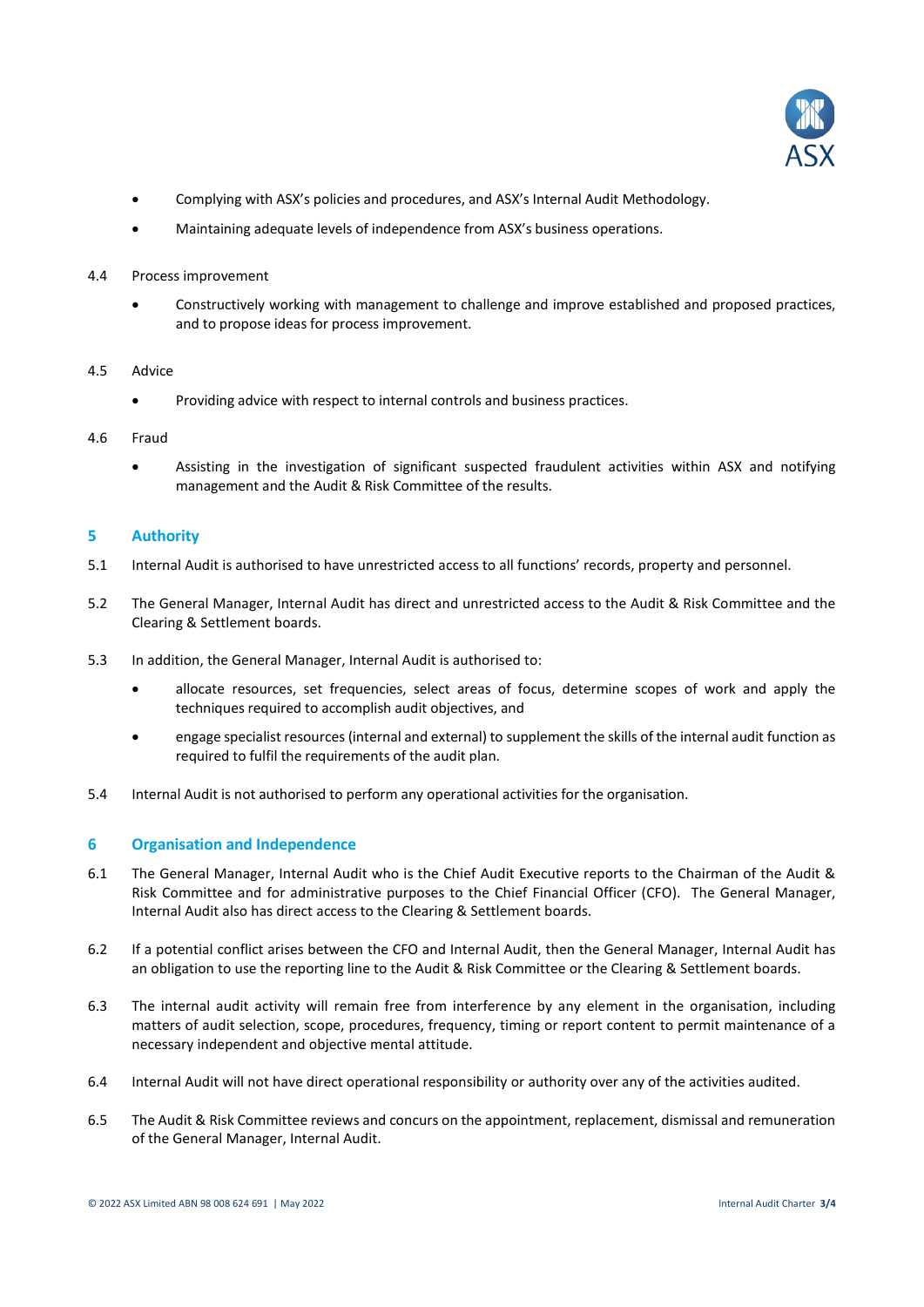- Complying with ASX's policies and procedures, and ASX's Internal Audit Methodology.
- Maintaining adequate levels of independence from ASX's business operations.

4.4 Process improvement

- Constructively working with management to challenge and improve established and proposed practices, and to propose ideas for process improvement.

4.5 Advice

- Providing advice with respect to internal controls and business practices.

4.6 Fraud

- Assisting in the investigation of significant suspected fraudulent activities within ASX and notifying management and the Audit & Risk Committee of the results.

## 5 Authority

5.1 Internal Audit is authorised to have unrestricted access to all functions' records, property and personnel.

5.2 The General Manager, Internal Audit has direct and unrestricted access to the Audit & Risk Committee and the Clearing & Settlement boards.

5.3 In addition, the General Manager, Internal Audit is authorised to:

- allocate resources, set frequencies, select areas of focus, determine scopes of work and apply the techniques required to accomplish audit objectives, and
- engage specialist resources (internal and external) to supplement the skills of the internal audit function as required to fulfil the requirements of the audit plan.

5.4 Internal Audit is not authorised to perform any operational activities for the organisation.

## 6 Organisation and Independence

6.1 The General Manager, Internal Audit who is the Chief Audit Executive reports to the Chairman of the Audit & Risk Committee and for administrative purposes to the Chief Financial Officer (CFO). The General Manager, Internal Audit also has direct access to the Clearing & Settlement boards.

6.2 If a potential conflict arises between the CFO and Internal Audit, then the General Manager, Internal Audit has an obligation to use the reporting line to the Audit & Risk Committee or the Clearing & Settlement boards.

6.3 The internal audit activity will remain free from interference by any element in the organisation, including matters of audit selection, scope, procedures, frequency, timing or report content to permit maintenance of a necessary independent and objective mental attitude.

6.4 Internal Audit will not have direct operational responsibility or authority over any of the activities audited.

6.5 The Audit & Risk Committee reviews and concurs on the appointment, replacement, dismissal and remuneration of the General Manager, Internal Audit.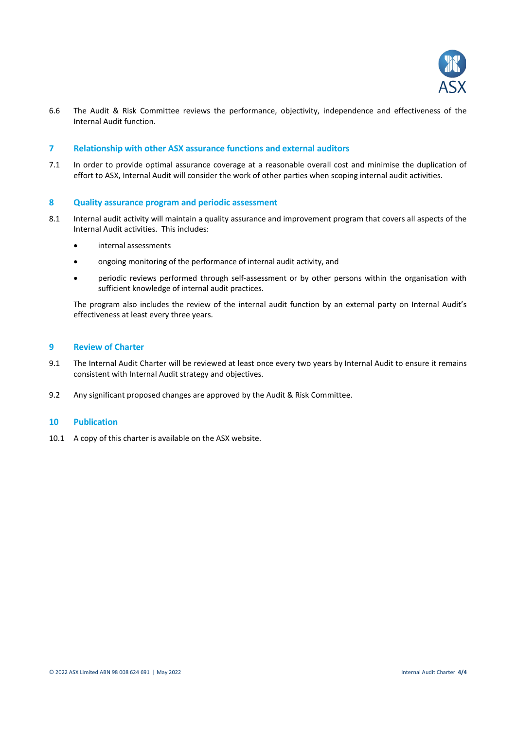6.6 The Audit & Risk Committee reviews the performance, objectivity, independence and effectiveness of the Internal Audit function.

## 7 Relationship with other ASX assurance functions and external auditors

7.1 In order to provide optimal assurance coverage at a reasonable overall cost and minimise the duplication of effort to ASX, Internal Audit will consider the work of other parties when scoping internal audit activities.

## 8 Quality assurance program and periodic assessment

8.1 Internal audit activity will maintain a quality assurance and improvement program that covers all aspects of the Internal Audit activities. This includes:

- internal assessments
- ongoing monitoring of the performance of internal audit activity, and
- periodic reviews performed through self-assessment or by other persons within the organisation with sufficient knowledge of internal audit practices.

The program also includes the review of the internal audit function by an external party on Internal Audit's effectiveness at least every three years.

## 9 Review of Charter

9.1 The Internal Audit Charter will be reviewed at least once every two years by Internal Audit to ensure it remains consistent with Internal Audit strategy and objectives.

9.2 Any significant proposed changes are approved by the Audit & Risk Committee.

## 10 Publication

10.1 A copy of this charter is available on the ASX website.